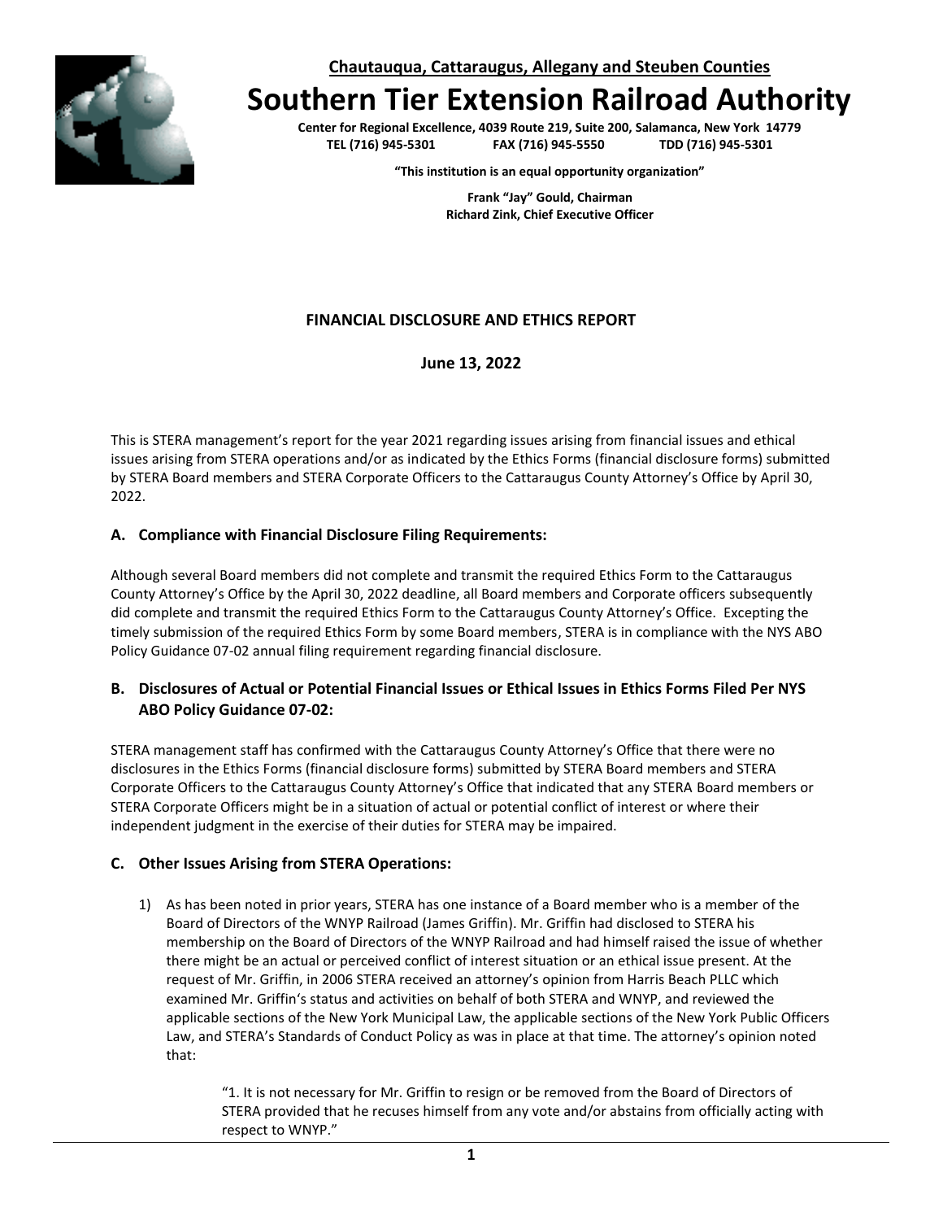**Chautauqua, Cattaraugus, Allegany and Steuben Counties**

# Southern Tier Extension Railroad Authority

**Center for Regional Excellence, 4039 Route 219, Suite 200, Salamanca, New York 14779**
**TEL (716) 945-5301 FAX (716) 945-5550 TDD (716) 945-5301**

**"This institution is an equal opportunity organization"**

**Frank "Jay" Gould, Chairman**
**Richard Zink, Chief Executive Officer**

## FINANCIAL DISCLOSURE AND ETHICS REPORT

**June 13, 2022**

This is STERA management's report for the year 2021 regarding issues arising from financial issues and ethical issues arising from STERA operations and/or as indicated by the Ethics Forms (financial disclosure forms) submitted by STERA Board members and STERA Corporate Officers to the Cattaraugus County Attorney's Office by April 30, 2022.

### A. Compliance with Financial Disclosure Filing Requirements:

Although several Board members did not complete and transmit the required Ethics Form to the Cattaraugus County Attorney's Office by the April 30, 2022 deadline, all Board members and Corporate officers subsequently did complete and transmit the required Ethics Form to the Cattaraugus County Attorney's Office. Excepting the timely submission of the required Ethics Form by some Board members, STERA is in compliance with the NYS ABO Policy Guidance 07-02 annual filing requirement regarding financial disclosure.

### B. Disclosures of Actual or Potential Financial Issues or Ethical Issues in Ethics Forms Filed Per NYS ABO Policy Guidance 07-02:

STERA management staff has confirmed with the Cattaraugus County Attorney's Office that there were no disclosures in the Ethics Forms (financial disclosure forms) submitted by STERA Board members and STERA Corporate Officers to the Cattaraugus County Attorney's Office that indicated that any STERA Board members or STERA Corporate Officers might be in a situation of actual or potential conflict of interest or where their independent judgment in the exercise of their duties for STERA may be impaired.

### C. Other Issues Arising from STERA Operations:

1) As has been noted in prior years, STERA has one instance of a Board member who is a member of the Board of Directors of the WNYP Railroad (James Griffin). Mr. Griffin had disclosed to STERA his membership on the Board of Directors of the WNYP Railroad and had himself raised the issue of whether there might be an actual or perceived conflict of interest situation or an ethical issue present. At the request of Mr. Griffin, in 2006 STERA received an attorney's opinion from Harris Beach PLLC which examined Mr. Griffin's status and activities on behalf of both STERA and WNYP, and reviewed the applicable sections of the New York Municipal Law, the applicable sections of the New York Public Officers Law, and STERA's Standards of Conduct Policy as was in place at that time. The attorney's opinion noted that:

   > "1. It is not necessary for Mr. Griffin to resign or be removed from the Board of Directors of STERA provided that he recuses himself from any vote and/or abstains from officially acting with respect to WNYP."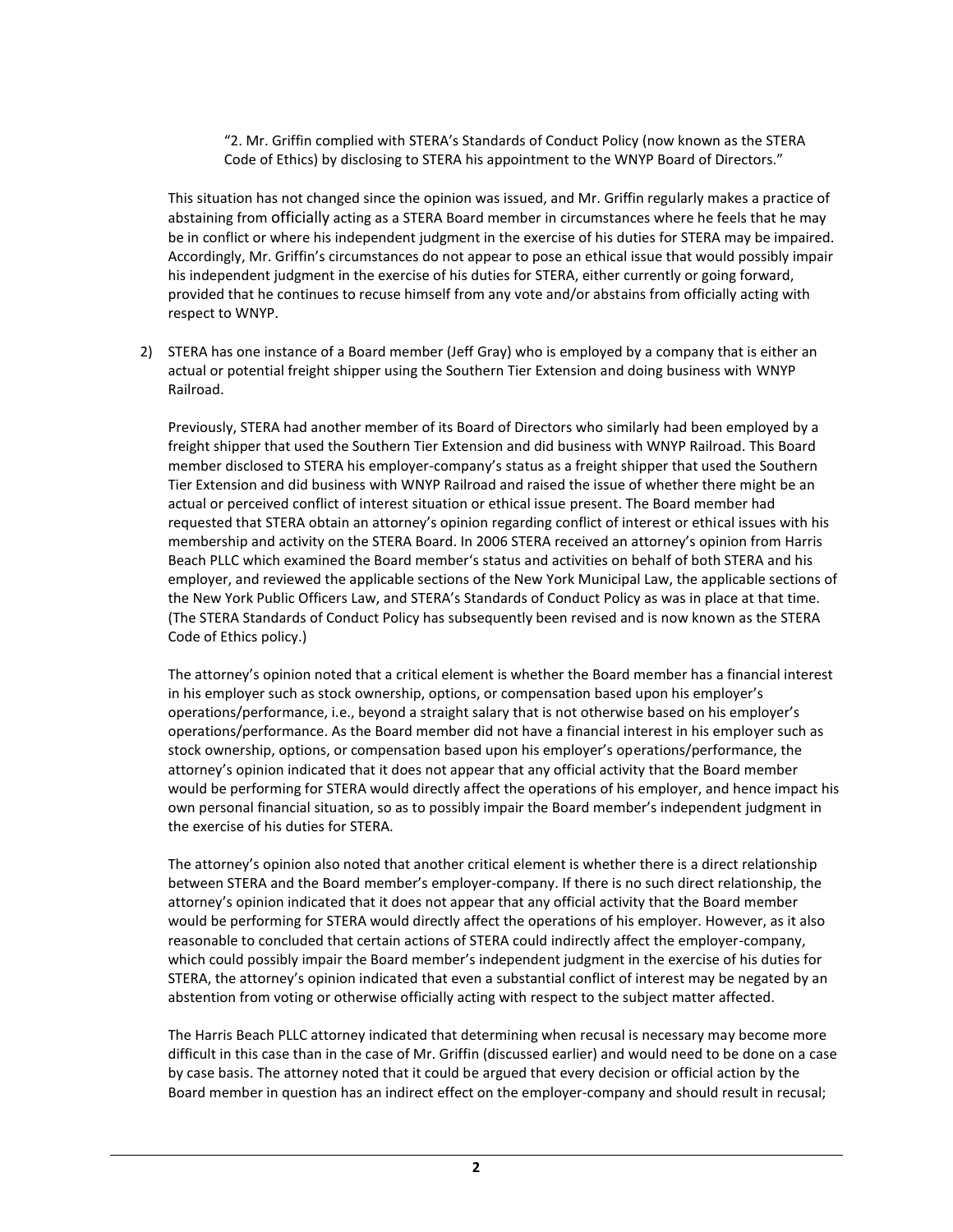> "2. Mr. Griffin complied with STERA's Standards of Conduct Policy (now known as the STERA Code of Ethics) by disclosing to STERA his appointment to the WNYP Board of Directors."

This situation has not changed since the opinion was issued, and Mr. Griffin regularly makes a practice of abstaining from officially acting as a STERA Board member in circumstances where he feels that he may be in conflict or where his independent judgment in the exercise of his duties for STERA may be impaired. Accordingly, Mr. Griffin's circumstances do not appear to pose an ethical issue that would possibly impair his independent judgment in the exercise of his duties for STERA, either currently or going forward, provided that he continues to recuse himself from any vote and/or abstains from officially acting with respect to WNYP.

2) STERA has one instance of a Board member (Jeff Gray) who is employed by a company that is either an actual or potential freight shipper using the Southern Tier Extension and doing business with WNYP Railroad.

   Previously, STERA had another member of its Board of Directors who similarly had been employed by a freight shipper that used the Southern Tier Extension and did business with WNYP Railroad. This Board member disclosed to STERA his employer-company's status as a freight shipper that used the Southern Tier Extension and did business with WNYP Railroad and raised the issue of whether there might be an actual or perceived conflict of interest situation or ethical issue present. The Board member had requested that STERA obtain an attorney's opinion regarding conflict of interest or ethical issues with his membership and activity on the STERA Board. In 2006 STERA received an attorney's opinion from Harris Beach PLLC which examined the Board member's status and activities on behalf of both STERA and his employer, and reviewed the applicable sections of the New York Municipal Law, the applicable sections of the New York Public Officers Law, and STERA's Standards of Conduct Policy as was in place at that time. (The STERA Standards of Conduct Policy has subsequently been revised and is now known as the STERA Code of Ethics policy.)

   The attorney's opinion noted that a critical element is whether the Board member has a financial interest in his employer such as stock ownership, options, or compensation based upon his employer's operations/performance, i.e., beyond a straight salary that is not otherwise based on his employer's operations/performance. As the Board member did not have a financial interest in his employer such as stock ownership, options, or compensation based upon his employer's operations/performance, the attorney's opinion indicated that it does not appear that any official activity that the Board member would be performing for STERA would directly affect the operations of his employer, and hence impact his own personal financial situation, so as to possibly impair the Board member's independent judgment in the exercise of his duties for STERA.

   The attorney's opinion also noted that another critical element is whether there is a direct relationship between STERA and the Board member's employer-company. If there is no such direct relationship, the attorney's opinion indicated that it does not appear that any official activity that the Board member would be performing for STERA would directly affect the operations of his employer. However, as it also reasonable to concluded that certain actions of STERA could indirectly affect the employer-company, which could possibly impair the Board member's independent judgment in the exercise of his duties for STERA, the attorney's opinion indicated that even a substantial conflict of interest may be negated by an abstention from voting or otherwise officially acting with respect to the subject matter affected.

   The Harris Beach PLLC attorney indicated that determining when recusal is necessary may become more difficult in this case than in the case of Mr. Griffin (discussed earlier) and would need to be done on a case by case basis. The attorney noted that it could be argued that every decision or official action by the Board member in question has an indirect effect on the employer-company and should result in recusal;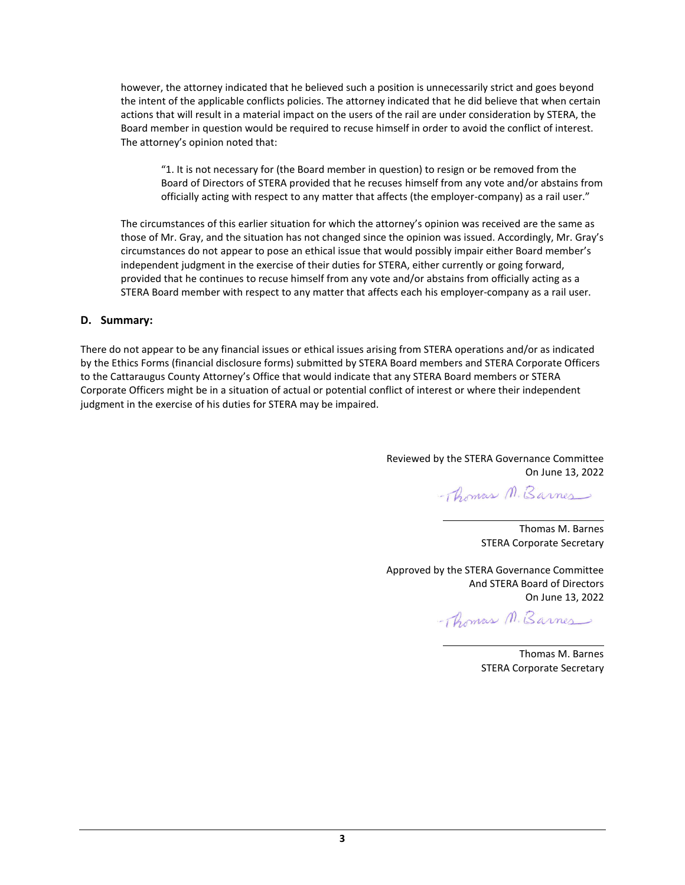however, the attorney indicated that he believed such a position is unnecessarily strict and goes beyond the intent of the applicable conflicts policies. The attorney indicated that he did believe that when certain actions that will result in a material impact on the users of the rail are under consideration by STERA, the Board member in question would be required to recuse himself in order to avoid the conflict of interest. The attorney's opinion noted that:

> "1. It is not necessary for (the Board member in question) to resign or be removed from the Board of Directors of STERA provided that he recuses himself from any vote and/or abstains from officially acting with respect to any matter that affects (the employer-company) as a rail user."

The circumstances of this earlier situation for which the attorney's opinion was received are the same as those of Mr. Gray, and the situation has not changed since the opinion was issued. Accordingly, Mr. Gray's circumstances do not appear to pose an ethical issue that would possibly impair either Board member's independent judgment in the exercise of their duties for STERA, either currently or going forward, provided that he continues to recuse himself from any vote and/or abstains from officially acting as a STERA Board member with respect to any matter that affects each his employer-company as a rail user.

## D. Summary:

There do not appear to be any financial issues or ethical issues arising from STERA operations and/or as indicated by the Ethics Forms (financial disclosure forms) submitted by STERA Board members and STERA Corporate Officers to the Cattaraugus County Attorney's Office that would indicate that any STERA Board members or STERA Corporate Officers might be in a situation of actual or potential conflict of interest or where their independent judgment in the exercise of his duties for STERA may be impaired.

Reviewed by the STERA Governance Committee
On June 13, 2022

Thomas M. Barnes

Thomas M. Barnes
STERA Corporate Secretary

Approved by the STERA Governance Committee
And STERA Board of Directors
On June 13, 2022

Thomas M. Barnes

Thomas M. Barnes
STERA Corporate Secretary